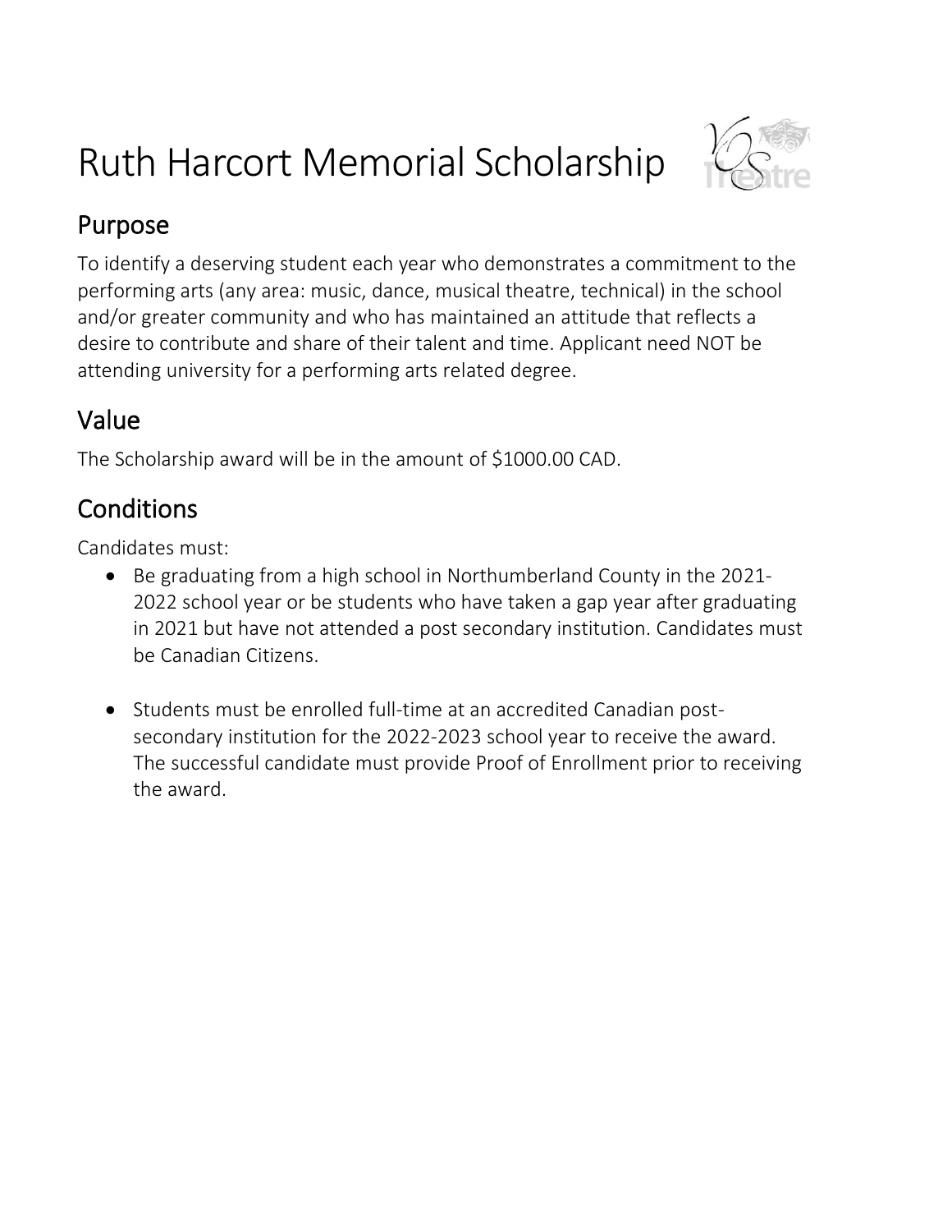# Ruth Harcort Memorial Scholarship

## Purpose

To identify a deserving student each year who demonstrates a commitment to the performing arts (any area: music, dance, musical theatre, technical) in the school and/or greater community and who has maintained an attitude that reflects a desire to contribute and share of their talent and time. Applicant need NOT be attending university for a performing arts related degree.

## Value

The Scholarship award will be in the amount of $1000.00 CAD.

## Conditions

Candidates must:

- Be graduating from a high school in Northumberland County in the 2021-2022 school year or be students who have taken a gap year after graduating in 2021 but have not attended a post secondary institution. Candidates must be Canadian Citizens.

- Students must be enrolled full-time at an accredited Canadian post-secondary institution for the 2022-2023 school year to receive the award. The successful candidate must provide Proof of Enrollment prior to receiving the award.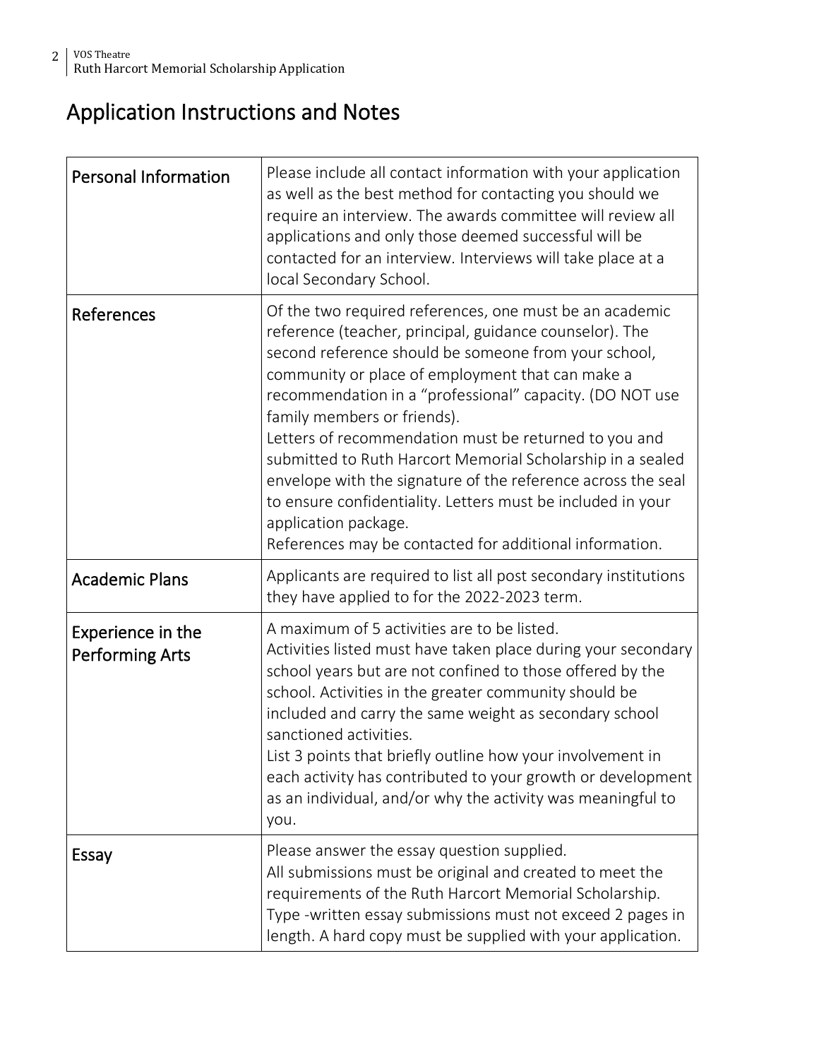# Application Instructions and Notes

| | |
|---|---|
| Personal Information | Please include all contact information with your application as well as the best method for contacting you should we require an interview. The awards committee will review all applications and only those deemed successful will be contacted for an interview. Interviews will take place at a local Secondary School. |
| References | Of the two required references, one must be an academic reference (teacher, principal, guidance counselor). The second reference should be someone from your school, community or place of employment that can make a recommendation in a "professional" capacity. (DO NOT use family members or friends).<br>Letters of recommendation must be returned to you and submitted to Ruth Harcort Memorial Scholarship in a sealed envelope with the signature of the reference across the seal to ensure confidentiality. Letters must be included in your application package.<br>References may be contacted for additional information. |
| Academic Plans | Applicants are required to list all post secondary institutions they have applied to for the 2022-2023 term. |
| Experience in the Performing Arts | A maximum of 5 activities are to be listed.<br>Activities listed must have taken place during your secondary school years but are not confined to those offered by the school. Activities in the greater community should be included and carry the same weight as secondary school sanctioned activities.<br>List 3 points that briefly outline how your involvement in each activity has contributed to your growth or development as an individual, and/or why the activity was meaningful to you. |
| Essay | Please answer the essay question supplied.<br>All submissions must be original and created to meet the requirements of the Ruth Harcort Memorial Scholarship.<br>Type -written essay submissions must not exceed 2 pages in length. A hard copy must be supplied with your application. |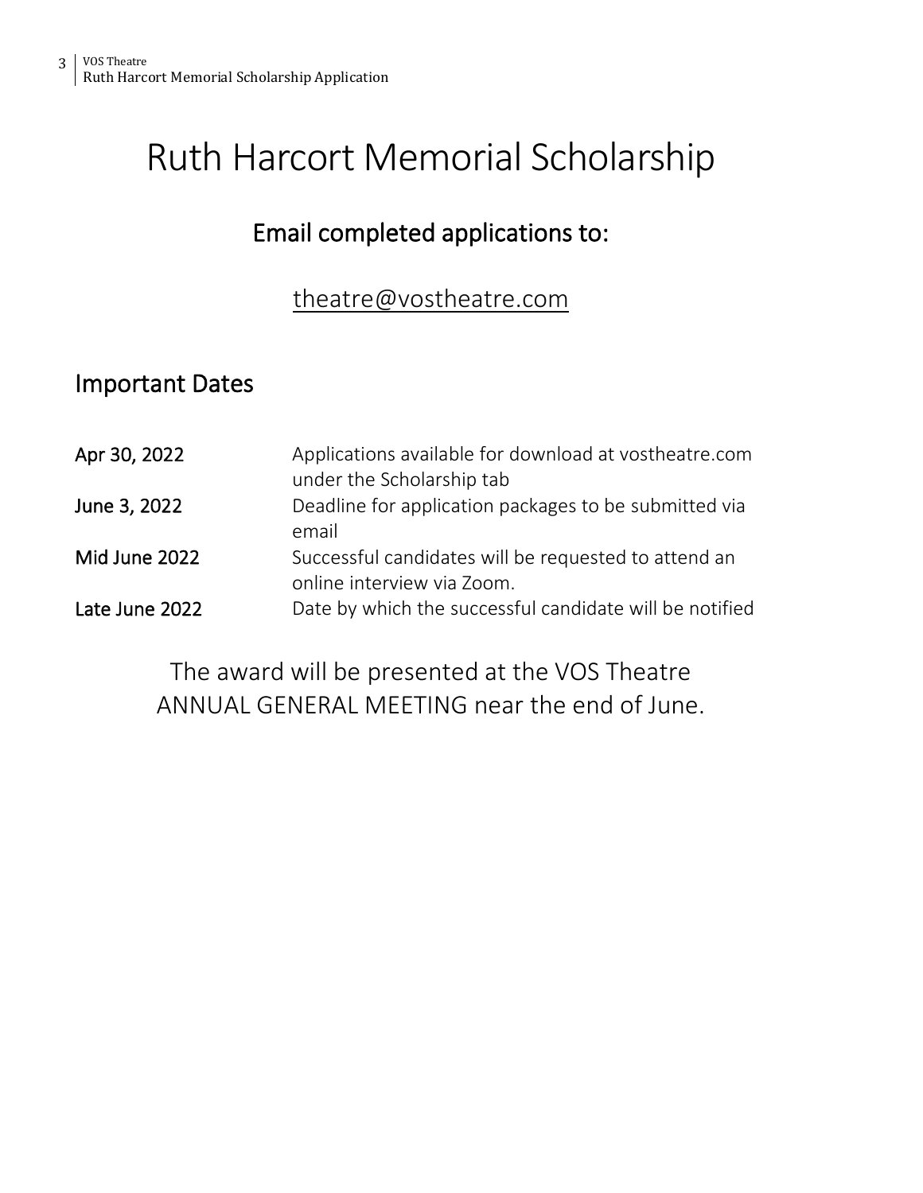# Ruth Harcort Memorial Scholarship

## Email completed applications to:

theatre@vostheatre.com

## Important Dates

| | |
|---|---|
| **Apr 30, 2022** | Applications available for download at vostheatre.com under the Scholarship tab |
| **June 3, 2022** | Deadline for application packages to be submitted via email |
| **Mid June 2022** | Successful candidates will be requested to attend an online interview via Zoom. |
| **Late June 2022** | Date by which the successful candidate will be notified |

The award will be presented at the VOS Theatre ANNUAL GENERAL MEETING near the end of June.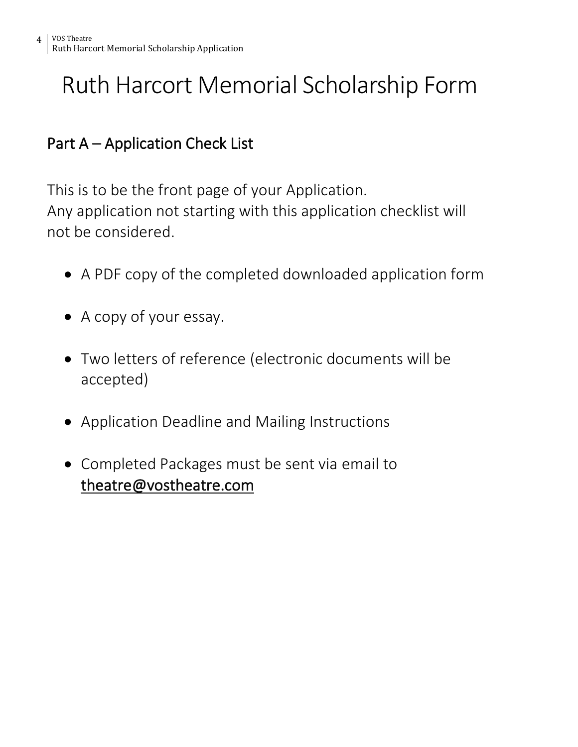# Ruth Harcort Memorial Scholarship Form

## Part A – Application Check List

This is to be the front page of your Application.
Any application not starting with this application checklist will not be considered.

- A PDF copy of the completed downloaded application form
- A copy of your essay.
- Two letters of reference (electronic documents will be accepted)
- Application Deadline and Mailing Instructions
- Completed Packages must be sent via email to theatre@vostheatre.com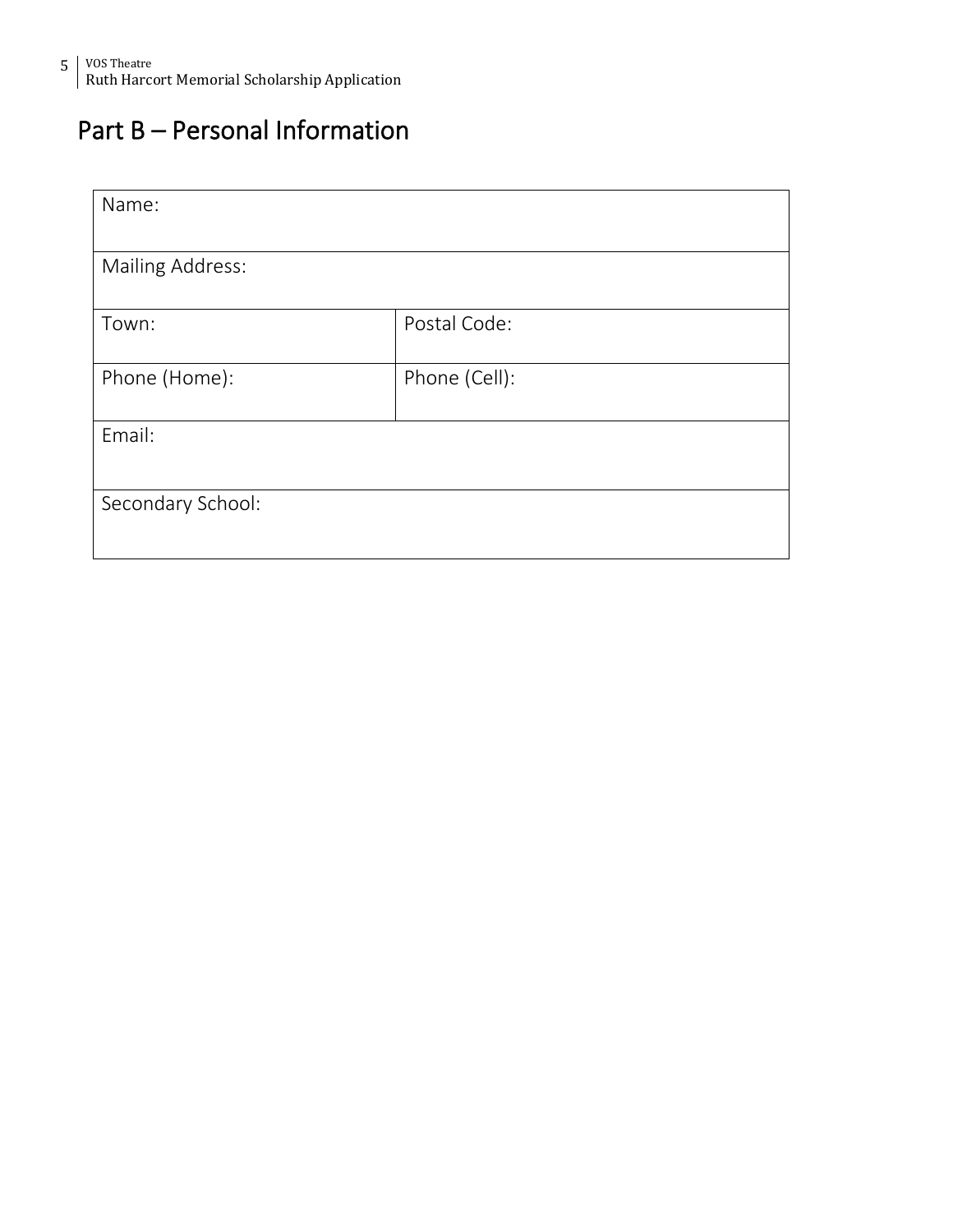## Part B – Personal Information

| Name: | |
|---|---|
| Mailing Address: | |
| Town: | Postal Code: |
| Phone (Home): | Phone (Cell): |
| Email: | |
| Secondary School: | |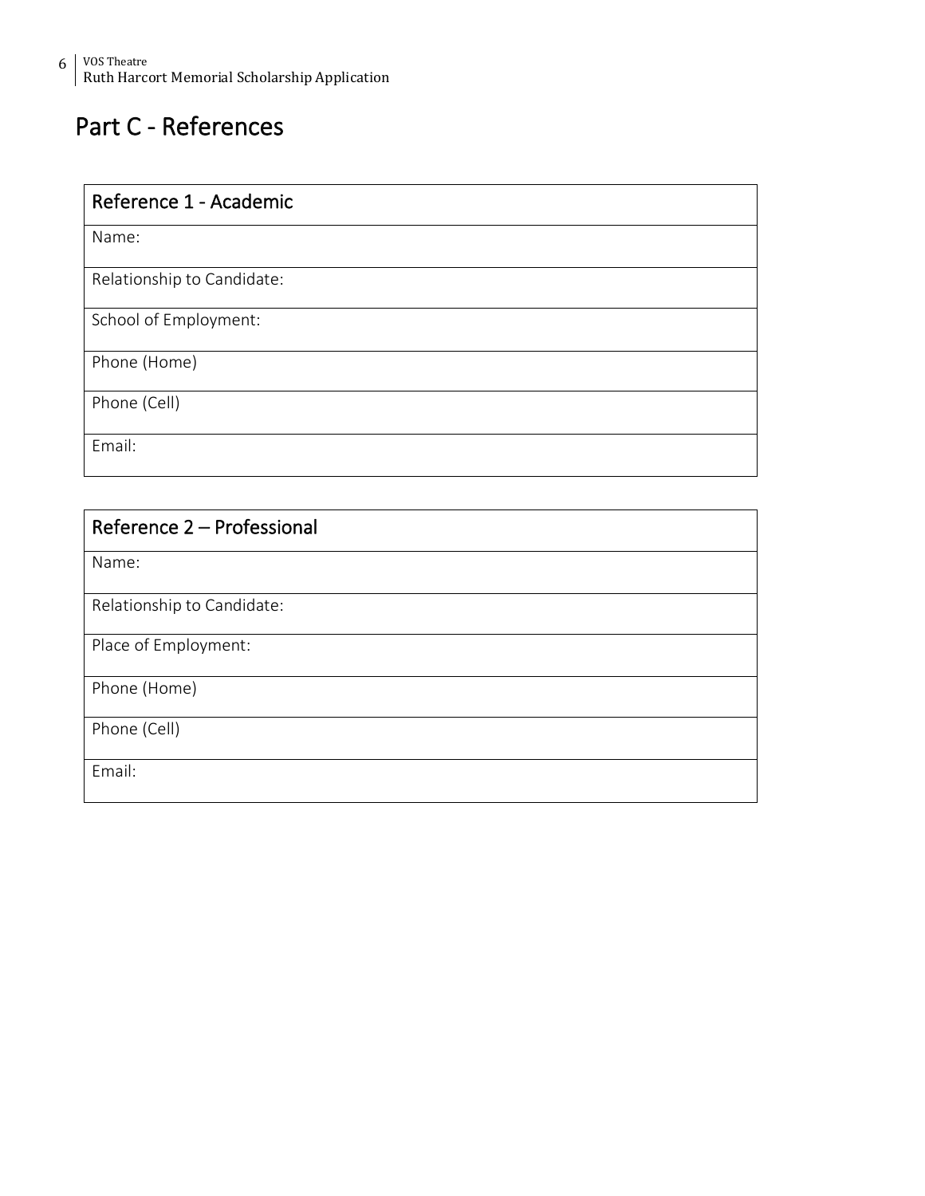## Part C - References

| Reference 1 - Academic |
| --- |
| Name: |
| Relationship to Candidate: |
| School of Employment: |
| Phone (Home) |
| Phone (Cell) |
| Email: |

| Reference 2 – Professional |
| --- |
| Name: |
| Relationship to Candidate: |
| Place of Employment: |
| Phone (Home) |
| Phone (Cell) |
| Email: |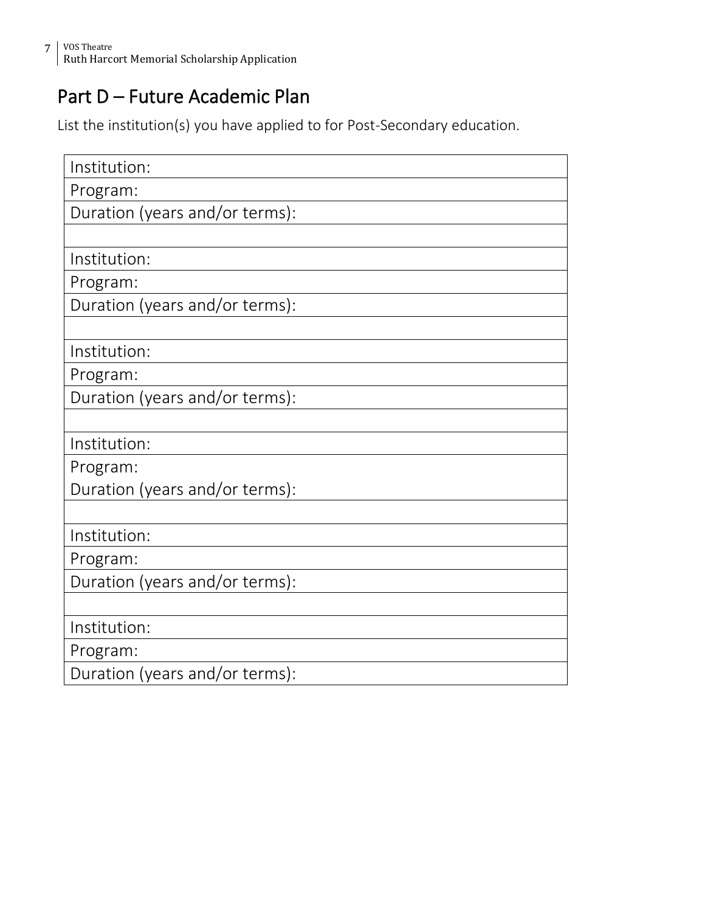## Part D – Future Academic Plan

List the institution(s) you have applied to for Post-Secondary education.

| Institution: |
|---|
| Program: |
| Duration (years and/or terms): |
| |
| Institution: |
| Program: |
| Duration (years and/or terms): |
| |
| Institution: |
| Program: |
| Duration (years and/or terms): |
| |
| Institution: |
| Program:<br>Duration (years and/or terms): |
| |
| Institution: |
| Program: |
| Duration (years and/or terms): |
| |
| Institution: |
| Program: |
| Duration (years and/or terms): |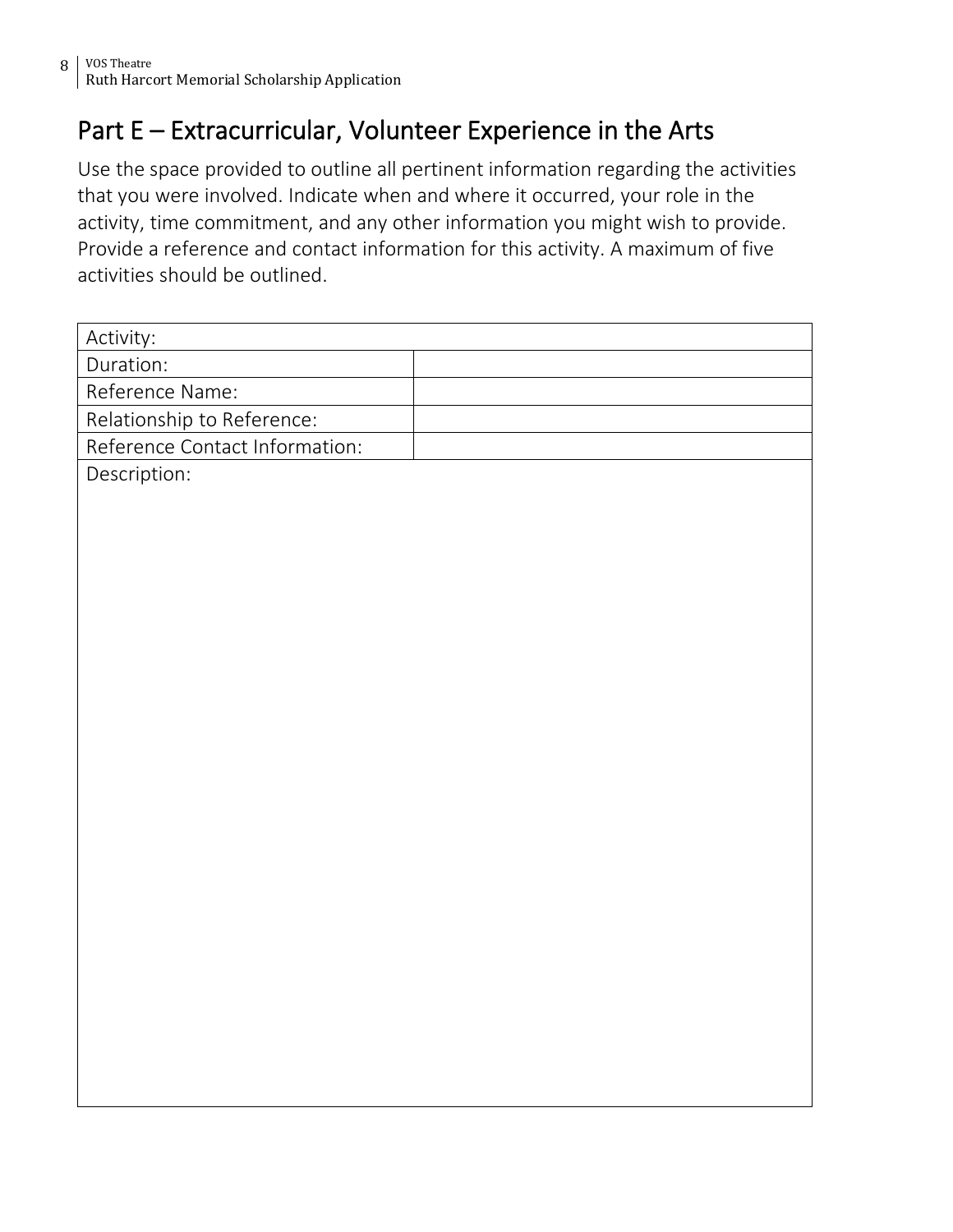## Part E – Extracurricular, Volunteer Experience in the Arts

Use the space provided to outline all pertinent information regarding the activities that you were involved. Indicate when and where it occurred, your role in the activity, time commitment, and any other information you might wish to provide. Provide a reference and contact information for this activity. A maximum of five activities should be outlined.

| Activity: | |
|---|---|
| Duration: | |
| Reference Name: | |
| Relationship to Reference: | |
| Reference Contact Information: | |
| Description: | |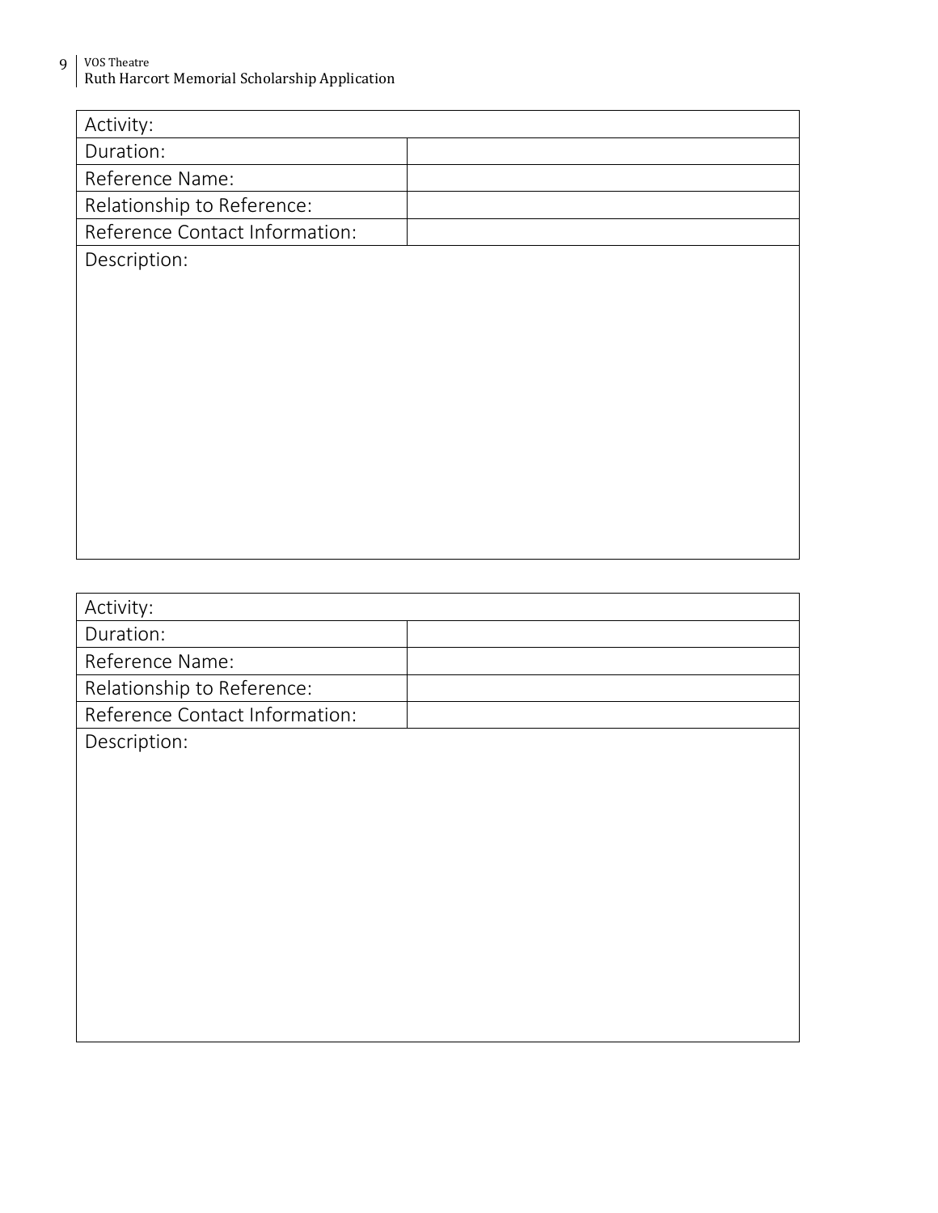| Activity: | |
|---|---|
| Duration: | |
| Reference Name: | |
| Relationship to Reference: | |
| Reference Contact Information: | |
| Description: | |

| Activity: | |
|---|---|
| Duration: | |
| Reference Name: | |
| Relationship to Reference: | |
| Reference Contact Information: | |
| Description: | |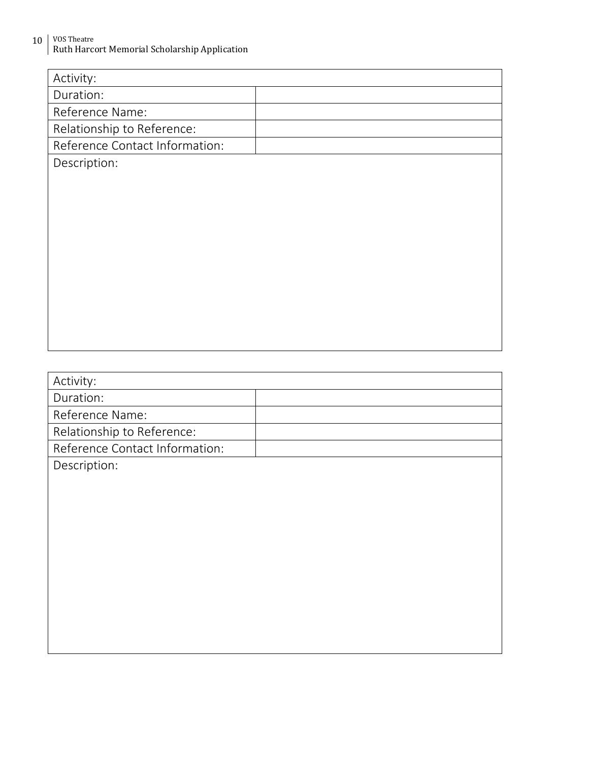| Activity: | |
|---|---|
| Duration: | |
| Reference Name: | |
| Relationship to Reference: | |
| Reference Contact Information: | |
| Description: | |

| Activity: | |
|---|---|
| Duration: | |
| Reference Name: | |
| Relationship to Reference: | |
| Reference Contact Information: | |
| Description: | |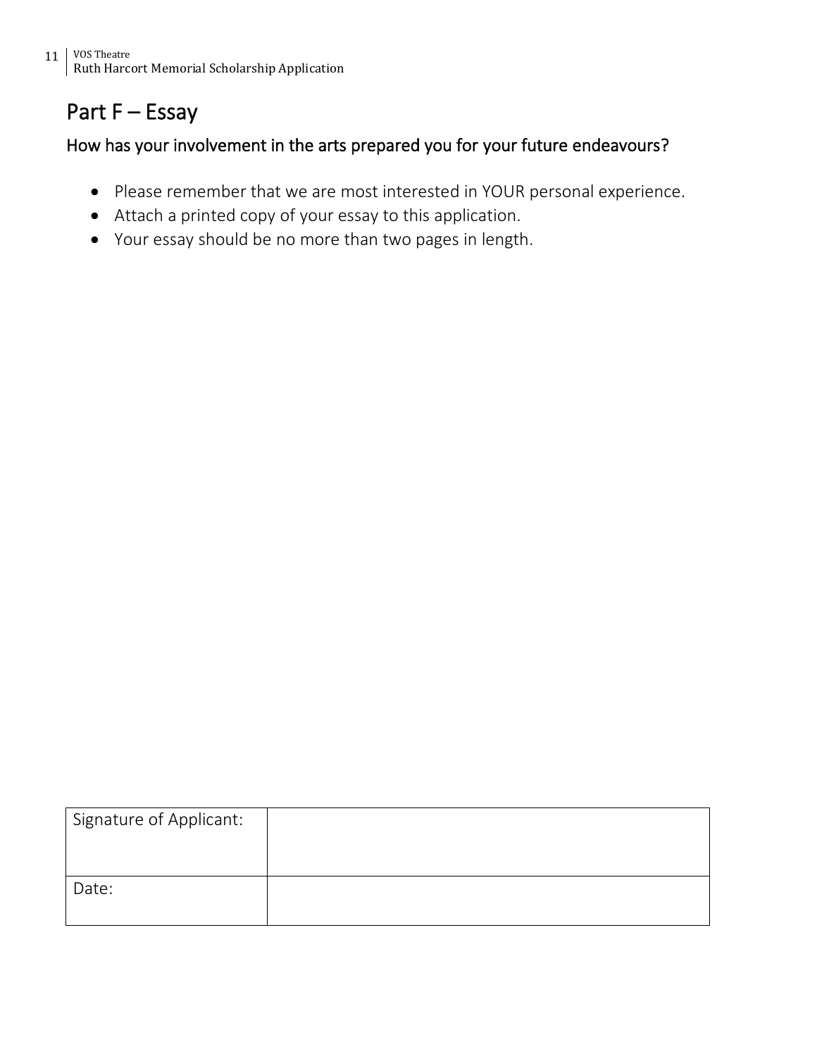## Part F – Essay

### How has your involvement in the arts prepared you for your future endeavours?

- Please remember that we are most interested in YOUR personal experience.
- Attach a printed copy of your essay to this application.
- Your essay should be no more than two pages in length.

| | |
|---|---|
| Signature of Applicant: | |
| Date: | |